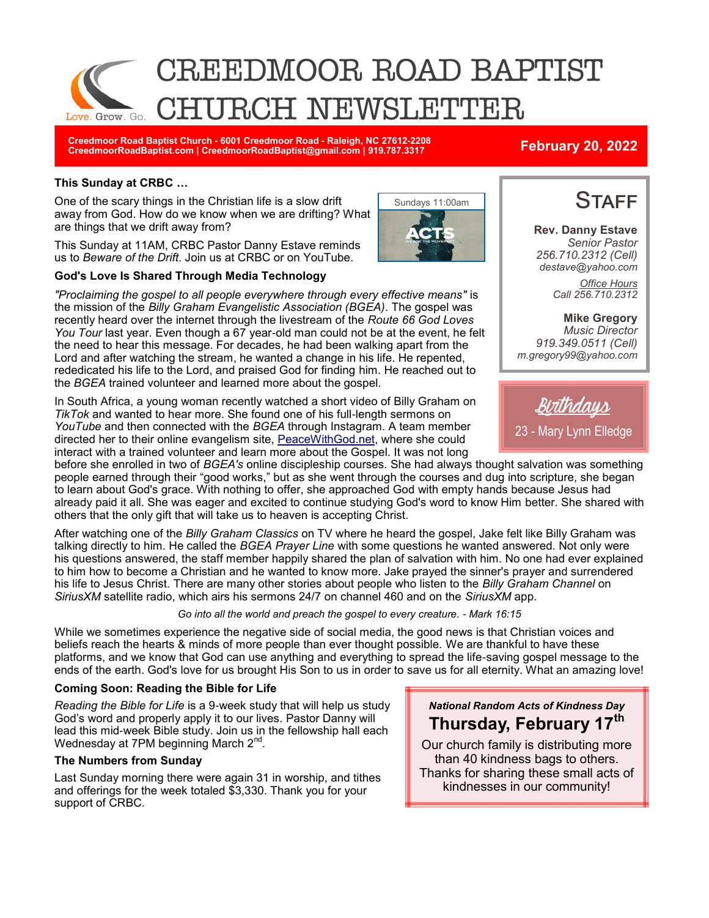# CREEDMOOR ROAD BAPTIST CHURCH NEWSLETTER

Love. Grow. Go.

**Creedmoor Road Baptist Church - 6001 Creedmoor Road - Raleigh, NC 27612-2208**
**CreedmoorRoadBaptist.com | CreedmoorRoadBaptist@gmail.com | 919.787.3317**

**February 20, 2022**

### This Sunday at CRBC …

Sundays 11:00am

ACTS

One of the scary things in the Christian life is a slow drift away from God. How do we know when we are drifting? What are things that we drift away from?

This Sunday at 11AM, CRBC Pastor Danny Estave reminds us to *Beware of the Drift*. Join us at CRBC or on YouTube.

### God's Love Is Shared Through Media Technology

*"Proclaiming the gospel to all people everywhere through every effective means"* is the mission of the *Billy Graham Evangelistic Association (BGEA)*. The gospel was recently heard over the internet through the livestream of the *Route 66 God Loves You Tour* last year. Even though a 67 year-old man could not be at the event, he felt the need to hear this message. For decades, he had been walking apart from the Lord and after watching the stream, he wanted a change in his life. He repented, rededicated his life to the Lord, and praised God for finding him. He reached out to the *BGEA* trained volunteer and learned more about the gospel.

In South Africa, a young woman recently watched a short video of Billy Graham on *TikTok* and wanted to hear more. She found one of his full-length sermons on *YouTube* and then connected with the *BGEA* through Instagram. A team member directed her to their online evangelism site, PeaceWithGod.net, where she could interact with a trained volunteer and learn more about the Gospel. It was not long before she enrolled in two of *BGEA's* online discipleship courses. She had always thought salvation was something people earned through their "good works," but as she went through the courses and dug into scripture, she began to learn about God's grace. With nothing to offer, she approached God with empty hands because Jesus had already paid it all. She was eager and excited to continue studying God's word to know Him better. She shared with others that the only gift that will take us to heaven is accepting Christ.

After watching one of the *Billy Graham Classics* on TV where he heard the gospel, Jake felt like Billy Graham was talking directly to him. He called the *BGEA Prayer Line* with some questions he wanted answered. Not only were his questions answered, the staff member happily shared the plan of salvation with him. No one had ever explained to him how to become a Christian and he wanted to know more. Jake prayed the sinner's prayer and surrendered his life to Jesus Christ. There are many other stories about people who listen to the *Billy Graham Channel* on *SiriusXM* satellite radio, which airs his sermons 24/7 on channel 460 and on the *SiriusXM* app.

*Go into all the world and preach the gospel to every creature. - Mark 16:15*

While we sometimes experience the negative side of social media, the good news is that Christian voices and beliefs reach the hearts & minds of more people than ever thought possible. We are thankful to have these platforms, and we know that God can use anything and everything to spread the life-saving gospel message to the ends of the earth. God's love for us brought His Son to us in order to save us for all eternity. What an amazing love!

### Coming Soon: Reading the Bible for Life

*Reading the Bible for Life* is a 9-week study that will help us study God's word and properly apply it to our lives. Pastor Danny will lead this mid-week Bible study. Join us in the fellowship hall each Wednesday at 7PM beginning March 2nd.

### The Numbers from Sunday

Last Sunday morning there were again 31 in worship, and tithes and offerings for the week totaled $3,330. Thank you for your support of CRBC.

## STAFF

**Rev. Danny Estave**
*Senior Pastor*
*256.710.2312 (Cell)*
*destave@yahoo.com*

*Office Hours*
*Call 256.710.2312*

**Mike Gregory**
*Music Director*
*919.349.0511 (Cell)*
*m.gregory99@yahoo.com*

## Birthdays

23 - Mary Lynn Elledge

***National Random Acts of Kindness Day***

**Thursday, February 17th**

Our church family is distributing more than 40 kindness bags to others. Thanks for sharing these small acts of kindnesses in our community!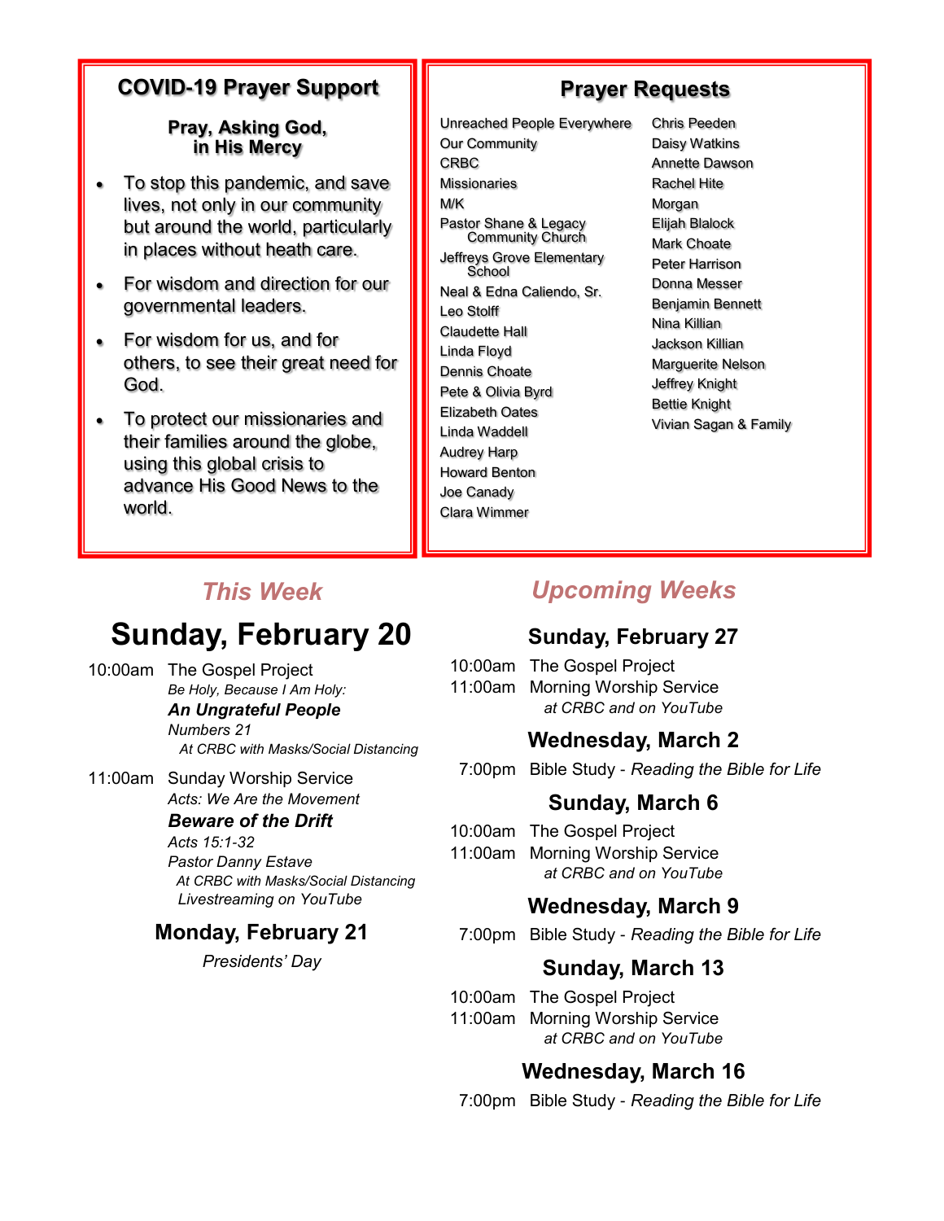## COVID-19 Prayer Support

**Pray, Asking God, in His Mercy**

- To stop this pandemic, and save lives, not only in our community but around the world, particularly in places without heath care.
- For wisdom and direction for our governmental leaders.
- For wisdom for us, and for others, to see their great need for God.
- To protect our missionaries and their families around the globe, using this global crisis to advance His Good News to the world.

## Prayer Requests

Unreached People Everywhere
Our Community
CRBC
Missionaries
M/K
Pastor Shane & Legacy Community Church
Jeffreys Grove Elementary School
Neal & Edna Caliendo, Sr.
Leo Stolff
Claudette Hall
Linda Floyd
Dennis Choate
Pete & Olivia Byrd
Elizabeth Oates
Linda Waddell
Audrey Harp
Howard Benton
Joe Canady
Clara Wimmer
Chris Peeden
Daisy Watkins
Annette Dawson
Rachel Hite
Morgan
Elijah Blalock
Mark Choate
Peter Harrison
Donna Messer
Benjamin Bennett
Nina Killian
Jackson Killian
Marguerite Nelson
Jeffrey Knight
Bettie Knight
Vivian Sagan & Family

## *This Week*

# Sunday, February 20

10:00am The Gospel Project
*Be Holy, Because I Am Holy:*
***An Ungrateful People***
*Numbers 21*
*At CRBC with Masks/Social Distancing*

11:00am Sunday Worship Service
*Acts: We Are the Movement*
***Beware of the Drift***
*Acts 15:1-32*
*Pastor Danny Estave*
*At CRBC with Masks/Social Distancing*
*Livestreaming on YouTube*

### Monday, February 21

*Presidents' Day*

## *Upcoming Weeks*

### Sunday, February 27

10:00am The Gospel Project
11:00am Morning Worship Service
*at CRBC and on YouTube*

### Wednesday, March 2

7:00pm Bible Study - *Reading the Bible for Life*

### Sunday, March 6

10:00am The Gospel Project
11:00am Morning Worship Service
*at CRBC and on YouTube*

### Wednesday, March 9

7:00pm Bible Study - *Reading the Bible for Life*

### Sunday, March 13

10:00am The Gospel Project
11:00am Morning Worship Service
*at CRBC and on YouTube*

### Wednesday, March 16

7:00pm Bible Study - *Reading the Bible for Life*